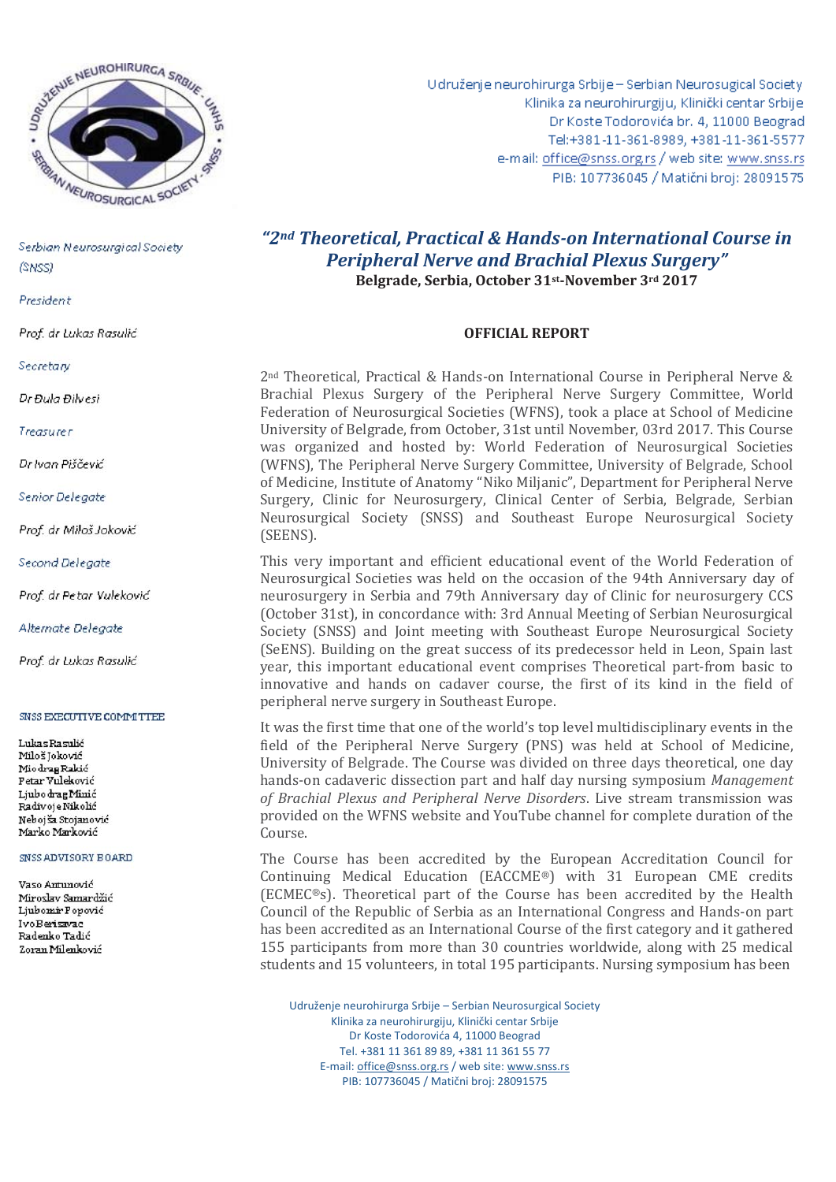Udruženje neurohirurga Srbije – Serbian Neurosugical Society
Klinika za neurohirurgiju, Klinički centar Srbije
Dr Koste Todorovića br. 4, 11000 Beograd
Tel:+381-11-361-8989, +381-11-361-5577
e-mail: office@snss.org.rs / web site: www.snss.rs
PIB: 107736045 / Matični broj: 28091575

Serbian Neurosurgical Society (SNSS)

President

Prof. dr Lukas Rasulić

Secretary

Dr Đula Đilvesi

Treasurer

Dr Ivan Piščević

Senior Delegate

Prof. dr Miloš Joković

Second Delegate

Prof. dr Petar Vuleković

Alternate Delegate

Prof. dr Lukas Rasulić

SNSS EXECUTIVE COMMITTEE

Lukas Rasulić
Miloš Joković
Miodrag Rakić
Petar Vuleković
Ljubodrag Minić
Radivoje Nikolić
Nebojša Stojanović
Marko Marković

SNSS ADVISORY BOARD

Vaso Antunović
Miroslav Samardžić
Ljubomir Popović
Ivo Berisavac
Radenko Tadić
Zoran Milenković

# *"2nd Theoretical, Practical & Hands-on International Course in Peripheral Nerve and Brachial Plexus Surgery"*

**Belgrade, Serbia, October 31st-November 3rd 2017**

## OFFICIAL REPORT

2nd Theoretical, Practical & Hands-on International Course in Peripheral Nerve & Brachial Plexus Surgery of the Peripheral Nerve Surgery Committee, World Federation of Neurosurgical Societies (WFNS), took a place at School of Medicine University of Belgrade, from October, 31st until November, 03rd 2017. This Course was organized and hosted by: World Federation of Neurosurgical Societies (WFNS), The Peripheral Nerve Surgery Committee, University of Belgrade, School of Medicine, Institute of Anatomy "Niko Miljanic", Department for Peripheral Nerve Surgery, Clinic for Neurosurgery, Clinical Center of Serbia, Belgrade, Serbian Neurosurgical Society (SNSS) and Southeast Europe Neurosurgical Society (SEENS).

This very important and efficient educational event of the World Federation of Neurosurgical Societies was held on the occasion of the 94th Anniversary day of neurosurgery in Serbia and 79th Anniversary day of Clinic for neurosurgery CCS (October 31st), in concordance with: 3rd Annual Meeting of Serbian Neurosurgical Society (SNSS) and Joint meeting with Southeast Europe Neurosurgical Society (SeENS). Building on the great success of its predecessor held in Leon, Spain last year, this important educational event comprises Theoretical part-from basic to innovative and hands on cadaver course, the first of its kind in the field of peripheral nerve surgery in Southeast Europe.

It was the first time that one of the world's top level multidisciplinary events in the field of the Peripheral Nerve Surgery (PNS) was held at School of Medicine, University of Belgrade. The Course was divided on three days theoretical, one day hands-on cadaveric dissection part and half day nursing symposium *Management of Brachial Plexus and Peripheral Nerve Disorders*. Live stream transmission was provided on the WFNS website and YouTube channel for complete duration of the Course.

The Course has been accredited by the European Accreditation Council for Continuing Medical Education (EACCME®) with 31 European CME credits (ECMEC®s). Theoretical part of the Course has been accredited by the Health Council of the Republic of Serbia as an International Congress and Hands-on part has been accredited as an International Course of the first category and it gathered 155 participants from more than 30 countries worldwide, along with 25 medical students and 15 volunteers, in total 195 participants. Nursing symposium has been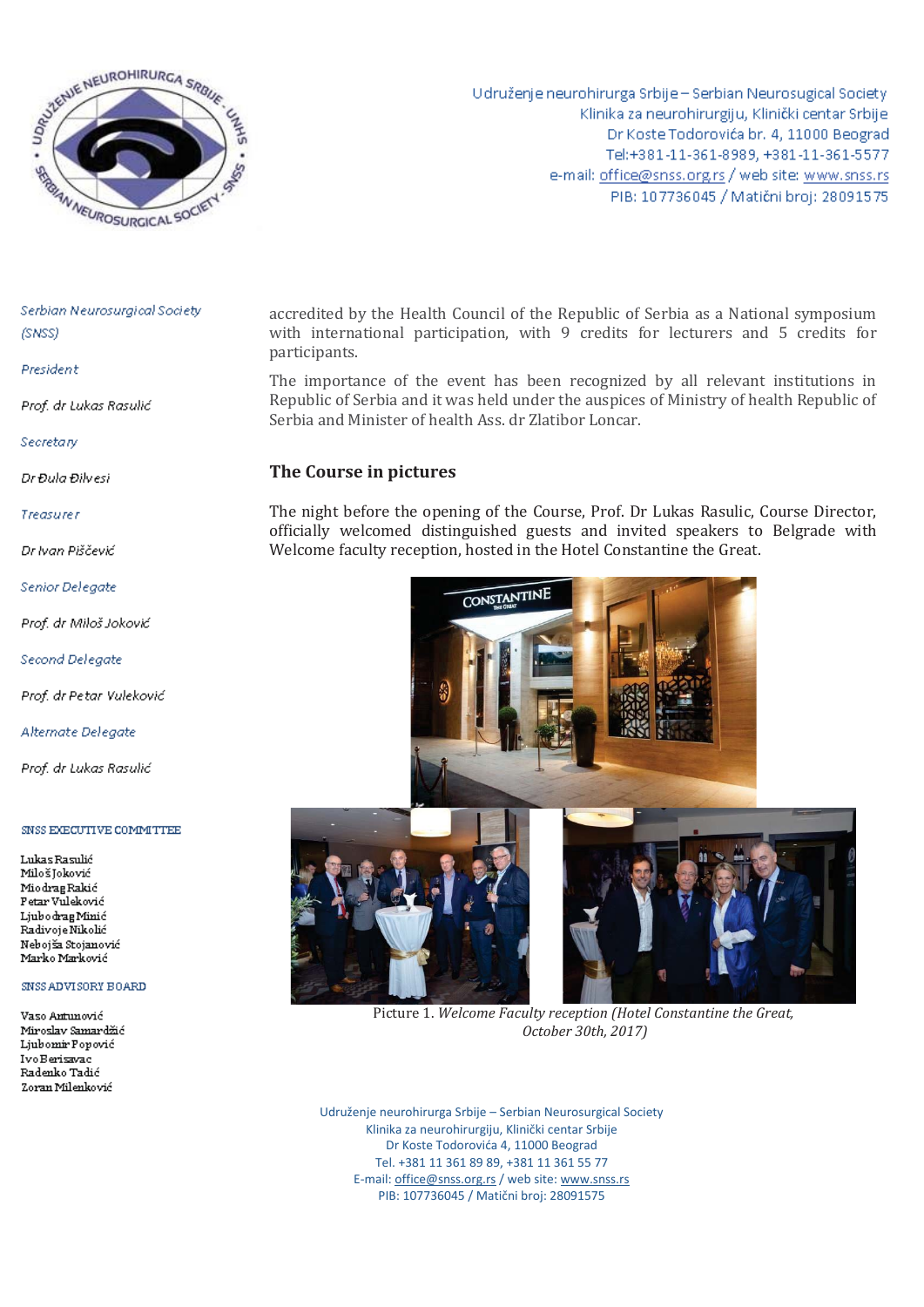accredited by the Health Council of the Republic of Serbia as a National symposium with international participation, with 9 credits for lecturers and 5 credits for participants.

The importance of the event has been recognized by all relevant institutions in Republic of Serbia and it was held under the auspices of Ministry of health Republic of Serbia and Minister of health Ass. dr Zlatibor Loncar.

## The Course in pictures

The night before the opening of the Course, Prof. Dr Lukas Rasulic, Course Director, officially welcomed distinguished guests and invited speakers to Belgrade with Welcome faculty reception, hosted in the Hotel Constantine the Great.

Picture 1. *Welcome Faculty reception (Hotel Constantine the Great, October 30th, 2017)*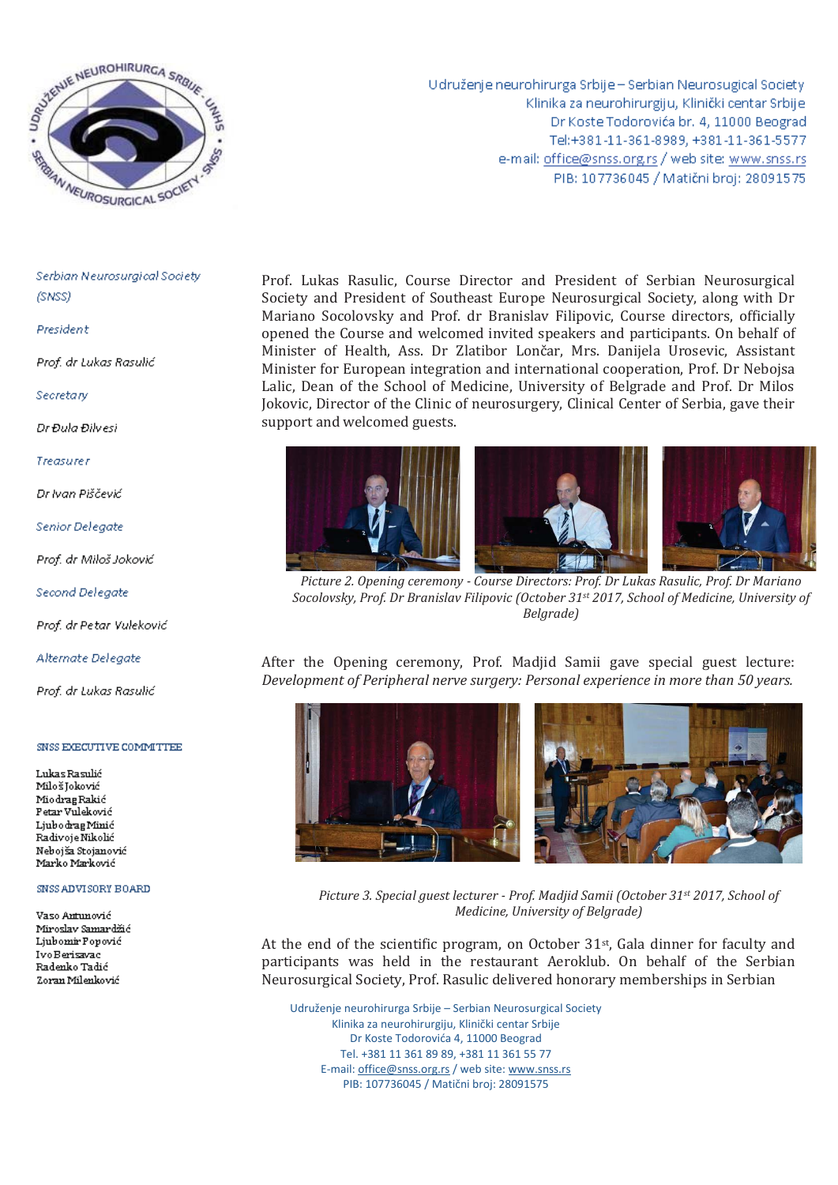Serbian Neurosurgical Society (SNSS)

President

Prof. dr Lukas Rasulić

Secretary

Dr Đula Đilvesi

Treasurer

Dr Ivan Piščević

Senior Delegate

Prof. dr Miloš Joković

Second Delegate

Prof. dr Petar Vuleković

Alternate Delegate

Prof. dr Lukas Rasulić

SNSS EXECUTIVE COMMITTEE

Lukas Rasulić
Miloš Joković
Miodrag Rakić
Petar Vuleković
Ljubodrag Minić
Radivoje Nikolić
Nebojša Stojanović
Marko Marković

SNSS ADVISORY BOARD

Vaso Antunović
Miroslav Samardžić
Ljubomir Popović
Ivo Berisavac
Radenko Tadić
Zoran Milenković

Prof. Lukas Rasulic, Course Director and President of Serbian Neurosurgical Society and President of Southeast Europe Neurosurgical Society, along with Dr Mariano Socolovsky and Prof. dr Branislav Filipovic, Course directors, officially opened the Course and welcomed invited speakers and participants. On behalf of Minister of Health, Ass. Dr Zlatibor Lončar, Mrs. Danijela Urosevic, Assistant Minister for European integration and international cooperation, Prof. Dr Nebojsa Lalic, Dean of the School of Medicine, University of Belgrade and Prof. Dr Milos Jokovic, Director of the Clinic of neurosurgery, Clinical Center of Serbia, gave their support and welcomed guests.

*Picture 2. Opening ceremony - Course Directors: Prof. Dr Lukas Rasulic, Prof. Dr Mariano Socolovsky, Prof. Dr Branislav Filipovic (October 31st 2017, School of Medicine, University of Belgrade)*

After the Opening ceremony, Prof. Madjid Samii gave special guest lecture: *Development of Peripheral nerve surgery: Personal experience in more than 50 years.*

*Picture 3. Special guest lecturer - Prof. Madjid Samii (October 31st 2017, School of Medicine, University of Belgrade)*

At the end of the scientific program, on October 31st, Gala dinner for faculty and participants was held in the restaurant Aeroklub. On behalf of the Serbian Neurosurgical Society, Prof. Rasulic delivered honorary memberships in Serbian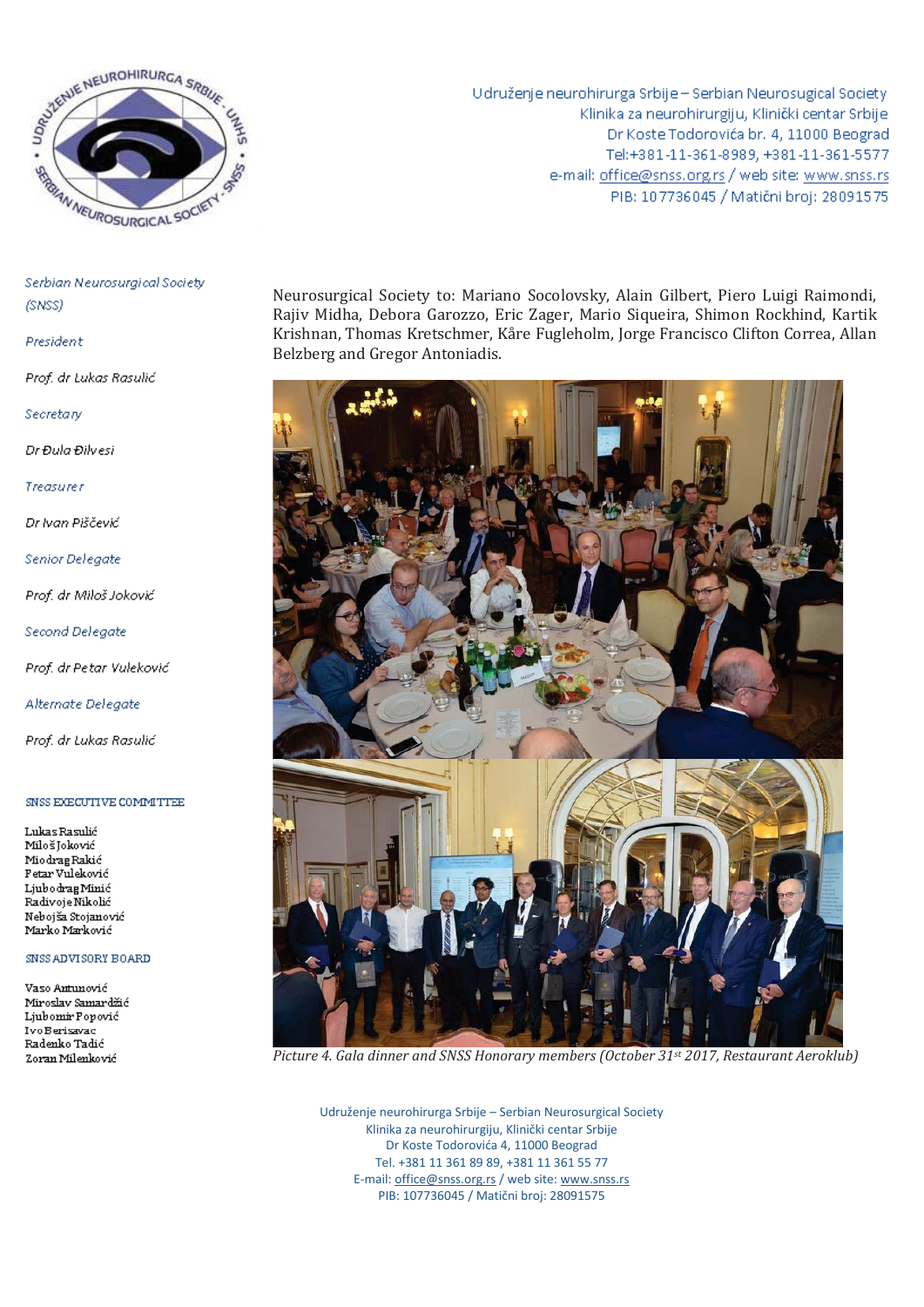Serbian Neurosurgical Society (SNSS)

President

Prof. dr Lukas Rasulić

Secretary

Dr Đula Đilvesi

Treasurer

Dr Ivan Piščević

Senior Delegate

Prof. dr Miloš Joković

Second Delegate

Prof. dr Petar Vuleković

Alternate Delegate

Prof. dr Lukas Rasulić

SNSS EXECUTIVE COMMITTEE

Lukas Rasulić
Miloš Joković
Miodrag Rakić
Petar Vuleković
Ljubodrag Minić
Radivoje Nikolić
Nebojša Stojanović
Marko Marković

SNSS ADVISORY BOARD

Vaso Antunović
Miroslav Samardžić
Ljubomir Popović
Ivo Berisavac
Radenko Tadić
Zoran Milenković

Neurosurgical Society to: Mariano Socolovsky, Alain Gilbert, Piero Luigi Raimondi, Rajiv Midha, Debora Garozzo, Eric Zager, Mario Siqueira, Shimon Rockhind, Kartik Krishnan, Thomas Kretschmer, Kåre Fugleholm, Jorge Francisco Clifton Correa, Allan Belzberg and Gregor Antoniadis.

*Picture 4. Gala dinner and SNSS Honorary members (October 31st 2017, Restaurant Aeroklub)*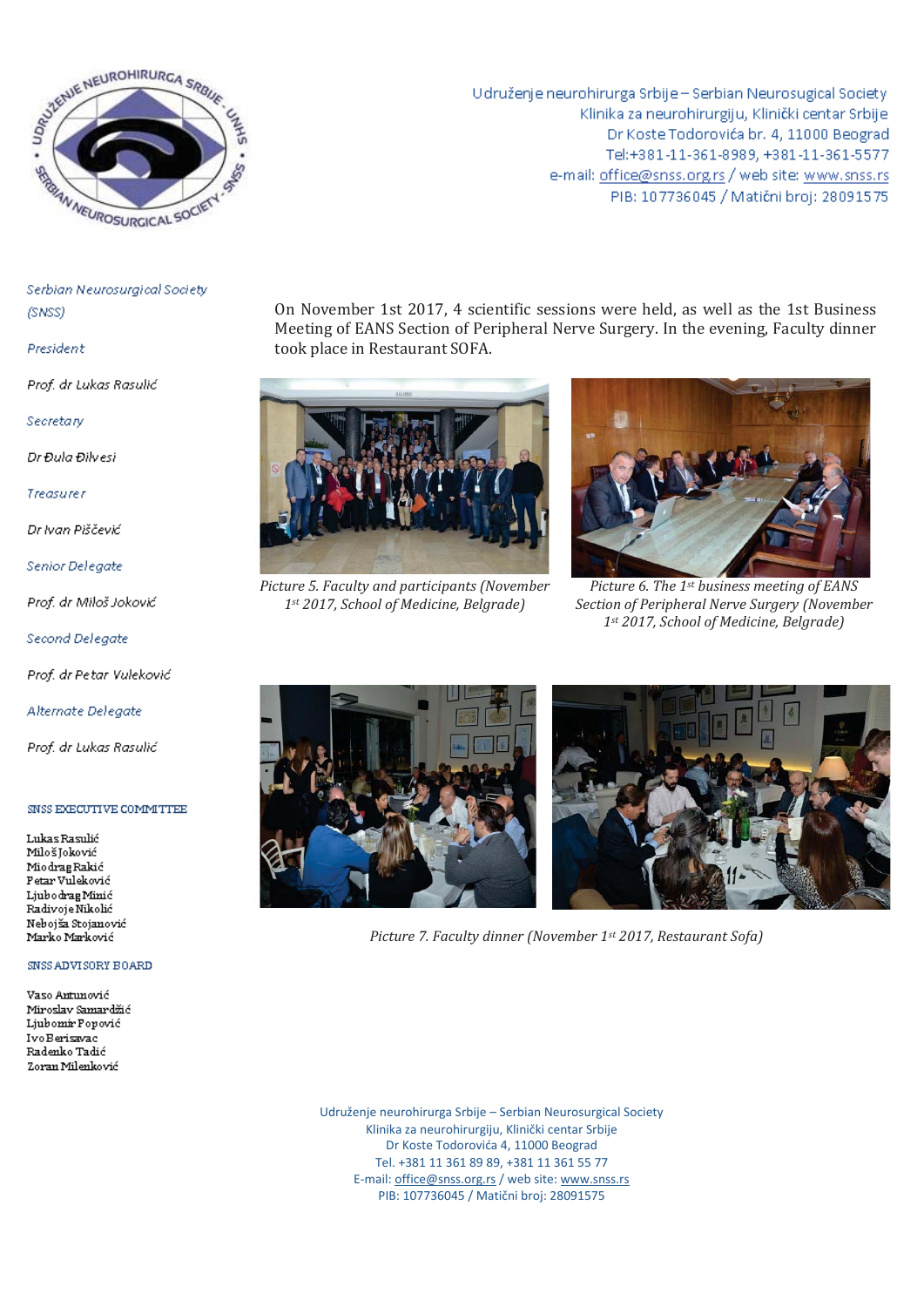Serbian Neurosurgical Society (SNSS)

*President*

Prof. dr Lukas Rasulić

*Secretary*

Dr Đula Đilvesi

*Treasurer*

Dr Ivan Piščević

*Senior Delegate*

Prof. dr Miloš Joković

*Second Delegate*

Prof. dr Petar Vuleković

*Alternate Delegate*

Prof. dr Lukas Rasulić

SNSS EXECUTIVE COMMITTEE

Lukas Rasulić
Miloš Joković
Miodrag Rakić
Petar Vuleković
Ljubodrag Minić
Radivoje Nikolić
Nebojša Stojanović
Marko Marković

SNSS ADVISORY BOARD

Vaso Antunović
Miroslav Samardžić
Ljubomir Popović
Ivo Berisavac
Radenko Tadić
Zoran Milenković

On November 1st 2017, 4 scientific sessions were held, as well as the 1st Business Meeting of EANS Section of Peripheral Nerve Surgery. In the evening, Faculty dinner took place in Restaurant SOFA.

*Picture 5. Faculty and participants (November 1st 2017, School of Medicine, Belgrade)*

*Picture 6. The 1st business meeting of EANS Section of Peripheral Nerve Surgery (November 1st 2017, School of Medicine, Belgrade)*

*Picture 7. Faculty dinner (November 1st 2017, Restaurant Sofa)*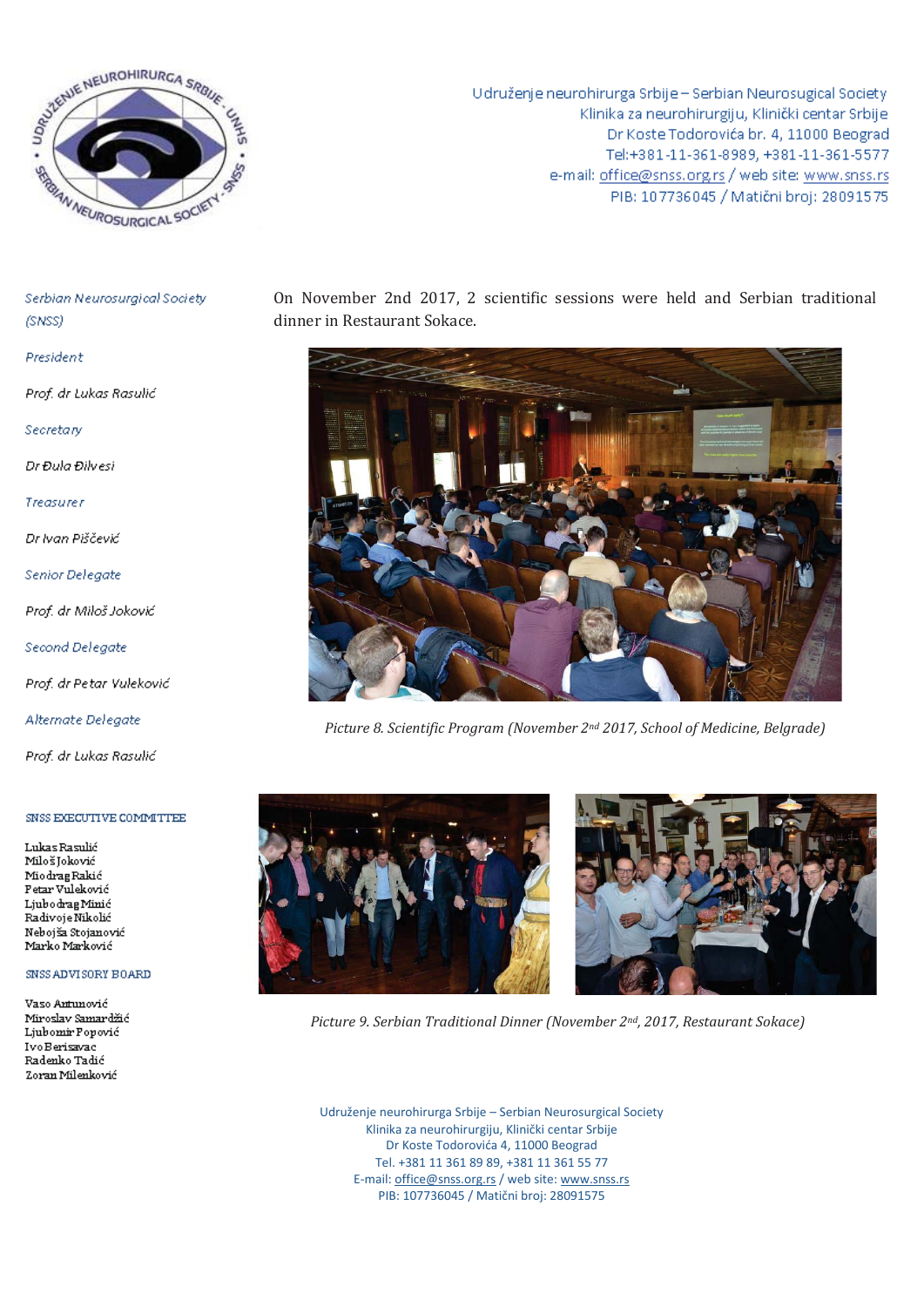Udruženje neurohirurga Srbije – Serbian Neurosurgical Society
Klinika za neurohirurgiju, Klinički centar Srbije
Dr Koste Todorovića br. 4, 11000 Beograd
Tel:+381-11-361-8989, +381-11-361-5577
e-mail: office@snss.org.rs / web site: www.snss.rs
PIB: 107736045 / Matični broj: 28091575

*Serbian Neurosurgical Society (SNSS)*

*President*

*Prof. dr Lukas Rasulić*

*Secretary*

*Dr Đula Đilvesi*

*Treasurer*

*Dr Ivan Piščević*

*Senior Delegate*

*Prof. dr Miloš Joković*

*Second Delegate*

*Prof. dr Petar Vuleković*

*Alternate Delegate*

*Prof. dr Lukas Rasulić*

SNSS EXECUTIVE COMMITTEE

Lukas Rasulić
Miloš Joković
Miodrag Rakić
Petar Vuleković
Ljubodrag Minić
Radivoje Nikolić
Nebojša Stojanović
Marko Marković

SNSS ADVISORY BOARD

Vaso Antunović
Miroslav Samardžić
Ljubomir Popović
Ivo Berisavac
Radenko Tadić
Zoran Milenković

On November 2nd 2017, 2 scientific sessions were held and Serbian traditional dinner in Restaurant Sokace.

*Picture 8. Scientific Program (November 2nd 2017, School of Medicine, Belgrade)*

*Picture 9. Serbian Traditional Dinner (November 2nd, 2017, Restaurant Sokace)*

Udruženje neurohirurga Srbije – Serbian Neurosurgical Society
Klinika za neurohirurgiju, Klinički centar Srbije
Dr Koste Todorovića 4, 11000 Beograd
Tel. +381 11 361 89 89, +381 11 361 55 77
E-mail: office@snss.org.rs / web site: www.snss.rs
PIB: 107736045 / Matični broj: 28091575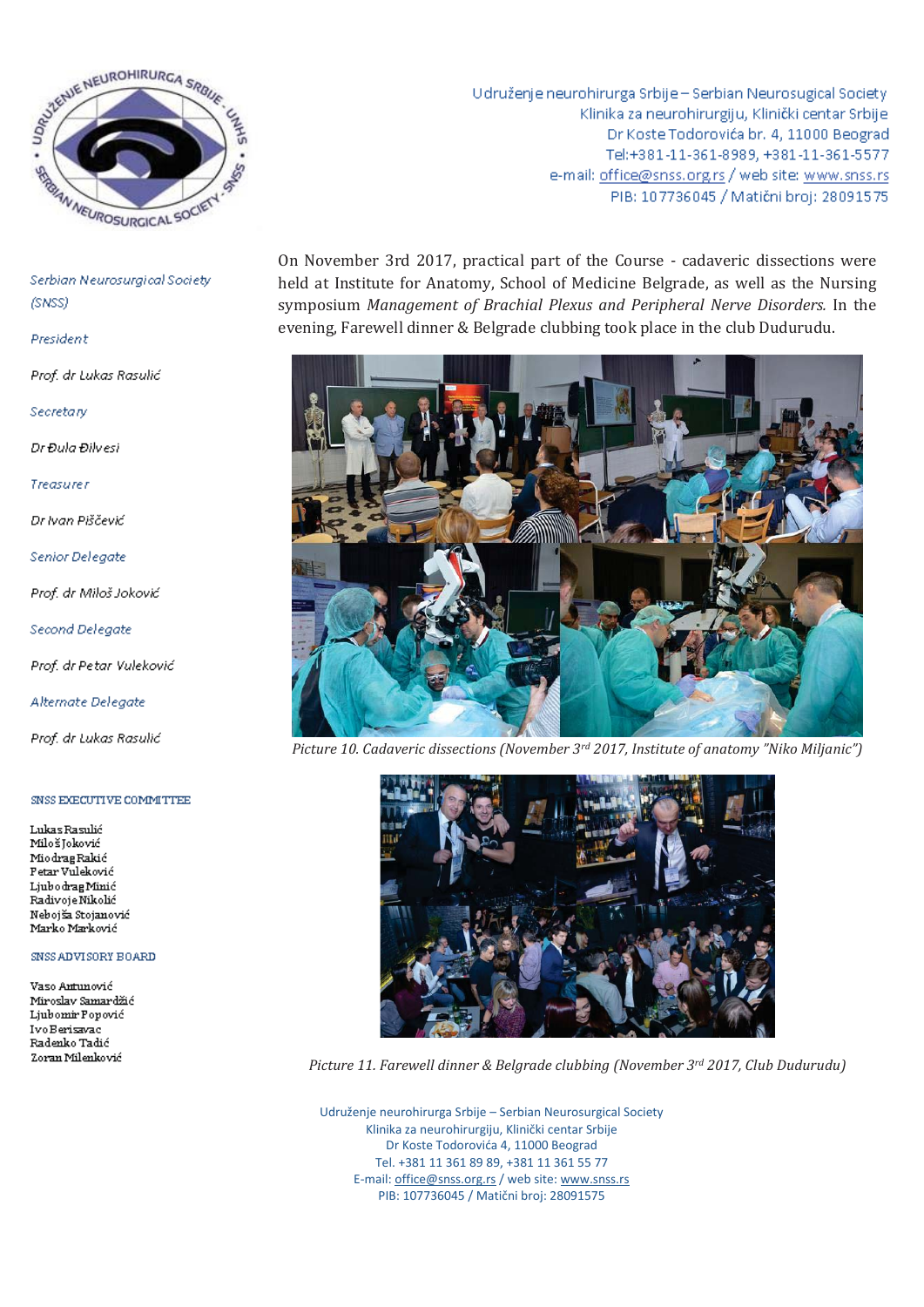Udruženje neurohirurga Srbije – Serbian Neurosugical Society
Klinika za neurohirurgiju, Klinički centar Srbije
Dr Koste Todorovića br. 4, 11000 Beograd
Tel:+381-11-361-8989, +381-11-361-5577
e-mail: office@snss.org.rs / web site: www.snss.rs
PIB: 107736045 / Matični broj: 28091575

*Serbian Neurosurgical Society (SNSS)*

*President*

Prof. dr Lukas Rasulić

*Secretary*

Dr Đula Đilvesi

*Treasurer*

Dr Ivan Piščević

*Senior Delegate*

Prof. dr Miloš Joković

*Second Delegate*

Prof. dr Petar Vuleković

*Alternate Delegate*

Prof. dr Lukas Rasulić

SNSS EXECUTIVE COMMITTEE

Lukas Rasulić
Miloš Joković
Miodrag Rakić
Petar Vuleković
Ljubodrag Minić
Radivoje Nikolić
Nebojša Stojanović
Marko Marković

SNSS ADVISORY BOARD

Vaso Antunović
Miroslav Samardžić
Ljubomir Popović
Ivo Berisavac
Radenko Tadić
Zoran Milenković

On November 3rd 2017, practical part of the Course - cadaveric dissections were held at Institute for Anatomy, School of Medicine Belgrade, as well as the Nursing symposium *Management of Brachial Plexus and Peripheral Nerve Disorders*. In the evening, Farewell dinner & Belgrade clubbing took place in the club Dudurudu.

*Picture 10. Cadaveric dissections (November 3rd 2017, Institute of anatomy "Niko Miljanic")*

*Picture 11. Farewell dinner & Belgrade clubbing (November 3rd 2017, Club Dudurudu)*

Udruženje neurohirurga Srbije – Serbian Neurosurgical Society
Klinika za neurohirurgiju, Klinički centar Srbije
Dr Koste Todorovića 4, 11000 Beograd
Tel. +381 11 361 89 89, +381 11 361 55 77
E-mail: office@snss.org.rs / web site: www.snss.rs
PIB: 107736045 / Matični broj: 28091575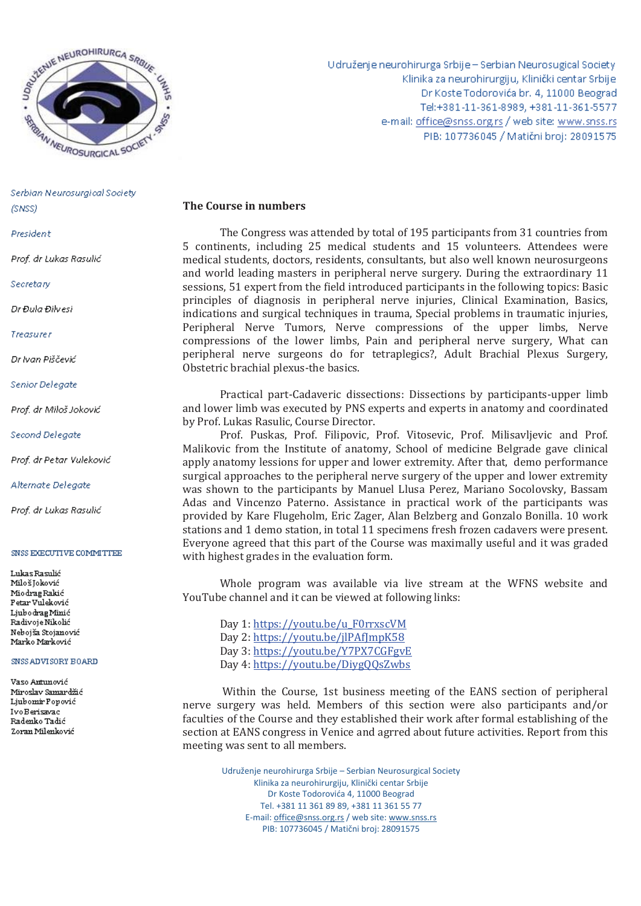Udruženje neurohirurga Srbije – Serbian Neurosugical Society
Klinika za neurohirurgiju, Klinički centar Srbije
Dr Koste Todorovića br. 4, 11000 Beograd
Tel:+381-11-361-8989, +381-11-361-5577
e-mail: office@snss.org.rs / web site: www.snss.rs
PIB: 107736045 / Matični broj: 28091575

*Serbian Neurosurgical Society (SNSS)*

*President*

*Prof. dr Lukas Rasulić*

*Secretary*

*Dr Đula Đilvesi*

*Treasurer*

*Dr Ivan Piščević*

*Senior Delegate*

*Prof. dr Miloš Joković*

*Second Delegate*

*Prof. dr Petar Vuleković*

*Alternate Delegate*

*Prof. dr Lukas Rasulić*

SNSS EXECUTIVE COMMITTEE

Lukas Rasulić
Miloš Joković
Miodrag Rakić
Petar Vuleković
Ljubodrag Minić
Radivoje Nikolić
Nebojša Stojanović
Marko Marković

SNSS ADVISORY BOARD

Vaso Antunović
Miroslav Samardžić
Ljubomir Popović
Ivo Berisavac
Radenko Tadić
Zoran Milenković

**The Course in numbers**

The Congress was attended by total of 195 participants from 31 countries from 5 continents, including 25 medical students and 15 volunteers. Attendees were medical students, doctors, residents, consultants, but also well known neurosurgeons and world leading masters in peripheral nerve surgery. During the extraordinary 11 sessions, 51 expert from the field introduced participants in the following topics: Basic principles of diagnosis in peripheral nerve injuries, Clinical Examination, Basics, indications and surgical techniques in trauma, Special problems in traumatic injuries, Peripheral Nerve Tumors, Nerve compressions of the upper limbs, Nerve compressions of the lower limbs, Pain and peripheral nerve surgery, What can peripheral nerve surgeons do for tetraplegics?, Adult Brachial Plexus Surgery, Obstetric brachial plexus-the basics.

Practical part-Cadaveric dissections: Dissections by participants-upper limb and lower limb was executed by PNS experts and experts in anatomy and coordinated by Prof. Lukas Rasulic, Course Director.

Prof. Puskas, Prof. Filipovic, Prof. Vitosevic, Prof. Milisavljevic and Prof. Malikovic from the Institute of anatomy, School of medicine Belgrade gave clinical apply anatomy lessions for upper and lower extremity. After that, demo performance surgical approaches to the peripheral nerve surgery of the upper and lower extremity was shown to the participants by Manuel Llusa Perez, Mariano Socolovsky, Bassam Adas and Vincenzo Paterno. Assistance in practical work of the participants was provided by Kare Flugeholm, Eric Zager, Alan Belzberg and Gonzalo Bonilla. 10 work stations and 1 demo station, in total 11 specimens fresh frozen cadavers were present. Everyone agreed that this part of the Course was maximally useful and it was graded with highest grades in the evaluation form.

Whole program was available via live stream at the WFNS website and YouTube channel and it can be viewed at following links:

Day 1: https://youtu.be/u_F0rrxscVM
Day 2: https://youtu.be/jlPAfJmpK58
Day 3: https://youtu.be/Y7PX7CGFgvE
Day 4: https://youtu.be/DiygQQsZwbs

Within the Course, 1st business meeting of the EANS section of peripheral nerve surgery was held. Members of this section were also participants and/or faculties of the Course and they established their work after formal establishing of the section at EANS congress in Venice and agrred about future activities. Report from this meeting was sent to all members.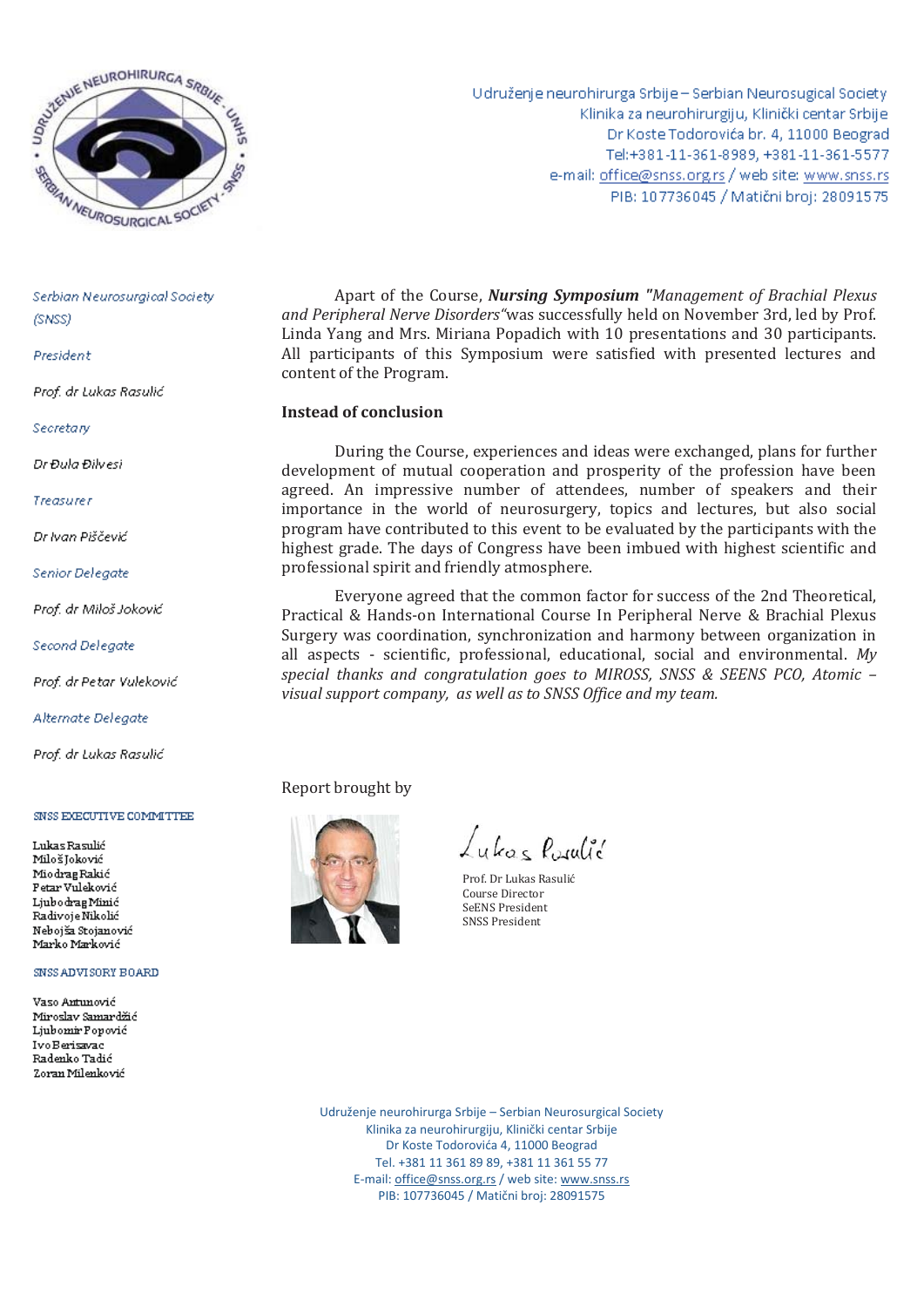Apart of the Course, ***Nursing Symposium*** *"Management of Brachial Plexus and Peripheral Nerve Disorders"* was successfully held on November 3rd, led by Prof. Linda Yang and Mrs. Miriana Popadich with 10 presentations and 30 participants. All participants of this Symposium were satisfied with presented lectures and content of the Program.

**Instead of conclusion**

During the Course, experiences and ideas were exchanged, plans for further development of mutual cooperation and prosperity of the profession have been agreed. An impressive number of attendees, number of speakers and their importance in the world of neurosurgery, topics and lectures, but also social program have contributed to this event to be evaluated by the participants with the highest grade. The days of Congress have been imbued with highest scientific and professional spirit and friendly atmosphere.

Everyone agreed that the common factor for success of the 2nd Theoretical, Practical & Hands-on International Course In Peripheral Nerve & Brachial Plexus Surgery was coordination, synchronization and harmony between organization in all aspects - scientific, professional, educational, social and environmental. *My special thanks and congratulation goes to MIROSS, SNSS & SEENS PCO, Atomic – visual support company, as well as to SNSS Office and my team.*

Report brought by

Lukas Rasulić

Prof. Dr Lukas Rasulić
Course Director
SeENS President
SNSS President

Serbian Neurosurgical Society (SNSS)

President

Prof. dr Lukas Rasulić

Secretary

Dr Đula Đilvesi

Treasurer

Dr Ivan Piščević

Senior Delegate

Prof. dr Miloš Joković

Second Delegate

Prof. dr Petar Vuleković

Alternate Delegate

Prof. dr Lukas Rasulić

SNSS EXECUTIVE COMMITTEE

Lukas Rasulić
Miloš Joković
Miodrag Rakić
Petar Vuleković
Ljubodrag Minić
Radivoje Nikolić
Nebojša Stojanović
Marko Marković

SNSS ADVISORY BOARD

Vaso Antunović
Miroslav Samardžić
Ljubomir Popović
Ivo Berisavac
Radenko Tadić
Zoran Milenković